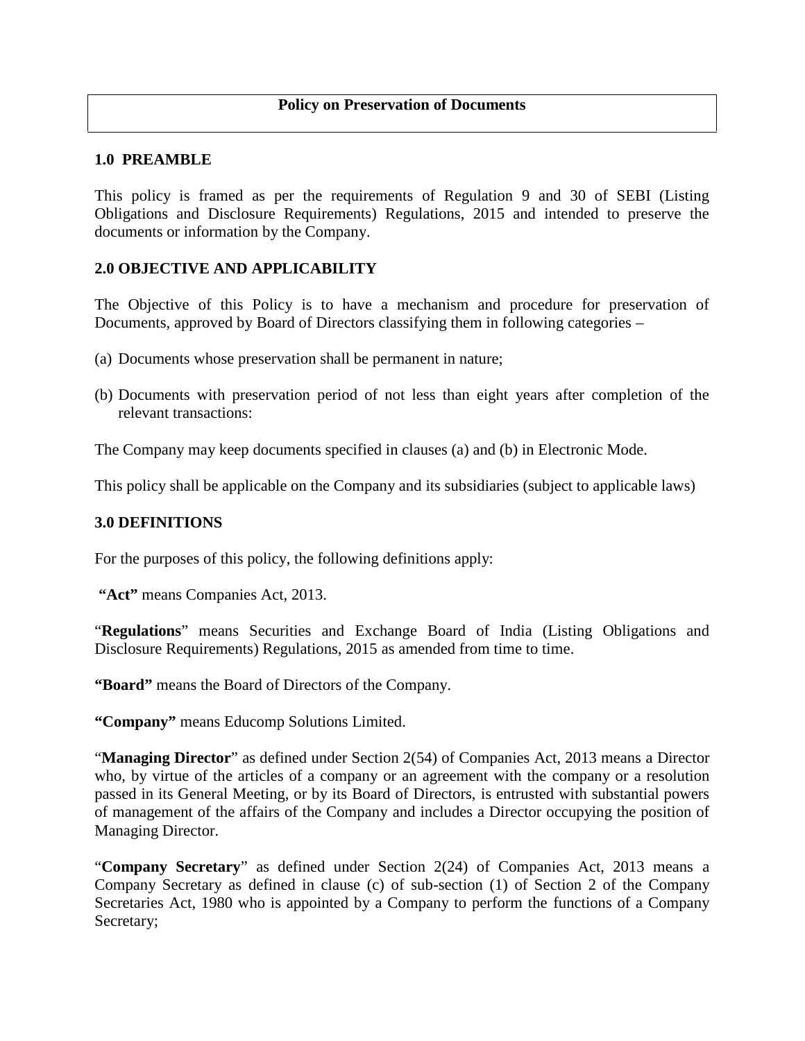# Policy on Preservation of Documents

## 1.0 PREAMBLE

This policy is framed as per the requirements of Regulation 9 and 30 of SEBI (Listing Obligations and Disclosure Requirements) Regulations, 2015 and intended to preserve the documents or information by the Company.

## 2.0 OBJECTIVE AND APPLICABILITY

The Objective of this Policy is to have a mechanism and procedure for preservation of Documents, approved by Board of Directors classifying them in following categories –

(a) Documents whose preservation shall be permanent in nature;

(b) Documents with preservation period of not less than eight years after completion of the relevant transactions:

The Company may keep documents specified in clauses (a) and (b) in Electronic Mode.

This policy shall be applicable on the Company and its subsidiaries (subject to applicable laws)

## 3.0 DEFINITIONS

For the purposes of this policy, the following definitions apply:

**"Act"** means Companies Act, 2013.

"**Regulations**" means Securities and Exchange Board of India (Listing Obligations and Disclosure Requirements) Regulations, 2015 as amended from time to time.

**"Board"** means the Board of Directors of the Company.

**"Company"** means Educomp Solutions Limited.

"**Managing Director**" as defined under Section 2(54) of Companies Act, 2013 means a Director who, by virtue of the articles of a company or an agreement with the company or a resolution passed in its General Meeting, or by its Board of Directors, is entrusted with substantial powers of management of the affairs of the Company and includes a Director occupying the position of Managing Director.

"**Company Secretary**" as defined under Section 2(24) of Companies Act, 2013 means a Company Secretary as defined in clause (c) of sub-section (1) of Section 2 of the Company Secretaries Act, 1980 who is appointed by a Company to perform the functions of a Company Secretary;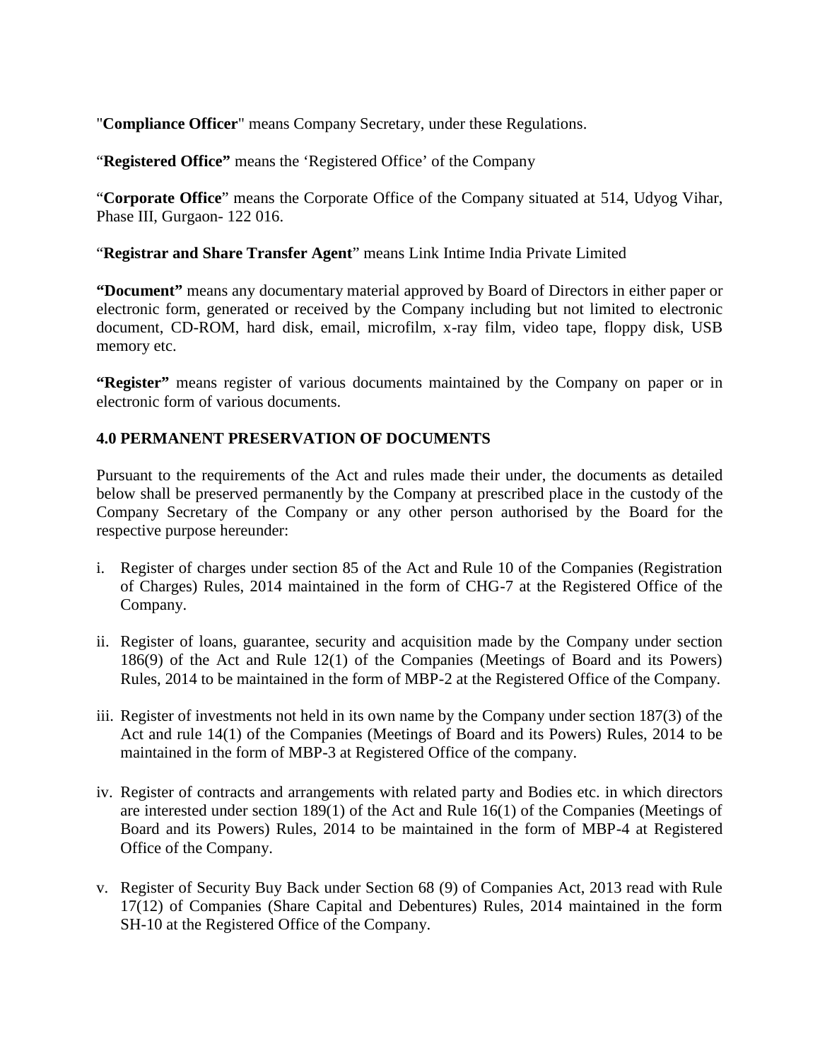"**Compliance Officer**" means Company Secretary, under these Regulations.

"**Registered Office"** means the 'Registered Office' of the Company

"**Corporate Office**" means the Corporate Office of the Company situated at 514, Udyog Vihar, Phase III, Gurgaon- 122 016.

"**Registrar and Share Transfer Agent**" means Link Intime India Private Limited

**"Document"** means any documentary material approved by Board of Directors in either paper or electronic form, generated or received by the Company including but not limited to electronic document, CD-ROM, hard disk, email, microfilm, x-ray film, video tape, floppy disk, USB memory etc.

**"Register"** means register of various documents maintained by the Company on paper or in electronic form of various documents.

**4.0 PERMANENT PRESERVATION OF DOCUMENTS**

Pursuant to the requirements of the Act and rules made their under, the documents as detailed below shall be preserved permanently by the Company at prescribed place in the custody of the Company Secretary of the Company or any other person authorised by the Board for the respective purpose hereunder:

i. Register of charges under section 85 of the Act and Rule 10 of the Companies (Registration of Charges) Rules, 2014 maintained in the form of CHG-7 at the Registered Office of the Company.

ii. Register of loans, guarantee, security and acquisition made by the Company under section 186(9) of the Act and Rule 12(1) of the Companies (Meetings of Board and its Powers) Rules, 2014 to be maintained in the form of MBP-2 at the Registered Office of the Company.

iii. Register of investments not held in its own name by the Company under section 187(3) of the Act and rule 14(1) of the Companies (Meetings of Board and its Powers) Rules, 2014 to be maintained in the form of MBP-3 at Registered Office of the company.

iv. Register of contracts and arrangements with related party and Bodies etc. in which directors are interested under section 189(1) of the Act and Rule 16(1) of the Companies (Meetings of Board and its Powers) Rules, 2014 to be maintained in the form of MBP-4 at Registered Office of the Company.

v. Register of Security Buy Back under Section 68 (9) of Companies Act, 2013 read with Rule 17(12) of Companies (Share Capital and Debentures) Rules, 2014 maintained in the form SH-10 at the Registered Office of the Company.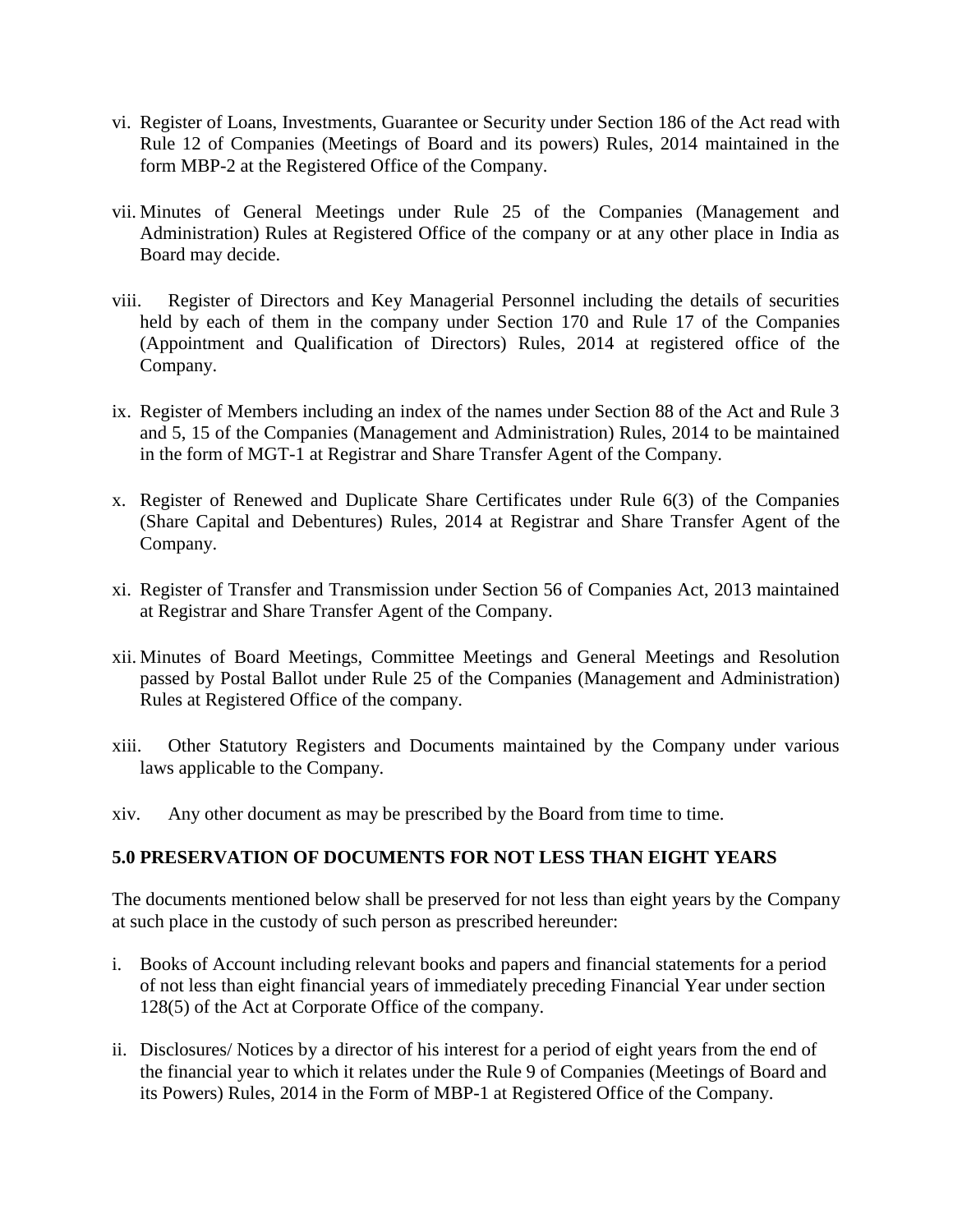vi. Register of Loans, Investments, Guarantee or Security under Section 186 of the Act read with Rule 12 of Companies (Meetings of Board and its powers) Rules, 2014 maintained in the form MBP-2 at the Registered Office of the Company.

vii. Minutes of General Meetings under Rule 25 of the Companies (Management and Administration) Rules at Registered Office of the company or at any other place in India as Board may decide.

viii. Register of Directors and Key Managerial Personnel including the details of securities held by each of them in the company under Section 170 and Rule 17 of the Companies (Appointment and Qualification of Directors) Rules, 2014 at registered office of the Company.

ix. Register of Members including an index of the names under Section 88 of the Act and Rule 3 and 5, 15 of the Companies (Management and Administration) Rules, 2014 to be maintained in the form of MGT-1 at Registrar and Share Transfer Agent of the Company.

x. Register of Renewed and Duplicate Share Certificates under Rule 6(3) of the Companies (Share Capital and Debentures) Rules, 2014 at Registrar and Share Transfer Agent of the Company.

xi. Register of Transfer and Transmission under Section 56 of Companies Act, 2013 maintained at Registrar and Share Transfer Agent of the Company.

xii. Minutes of Board Meetings, Committee Meetings and General Meetings and Resolution passed by Postal Ballot under Rule 25 of the Companies (Management and Administration) Rules at Registered Office of the company.

xiii. Other Statutory Registers and Documents maintained by the Company under various laws applicable to the Company.

xiv. Any other document as may be prescribed by the Board from time to time.

**5.0 PRESERVATION OF DOCUMENTS FOR NOT LESS THAN EIGHT YEARS**

The documents mentioned below shall be preserved for not less than eight years by the Company at such place in the custody of such person as prescribed hereunder:

i. Books of Account including relevant books and papers and financial statements for a period of not less than eight financial years of immediately preceding Financial Year under section 128(5) of the Act at Corporate Office of the company.

ii. Disclosures/ Notices by a director of his interest for a period of eight years from the end of the financial year to which it relates under the Rule 9 of Companies (Meetings of Board and its Powers) Rules, 2014 in the Form of MBP-1 at Registered Office of the Company.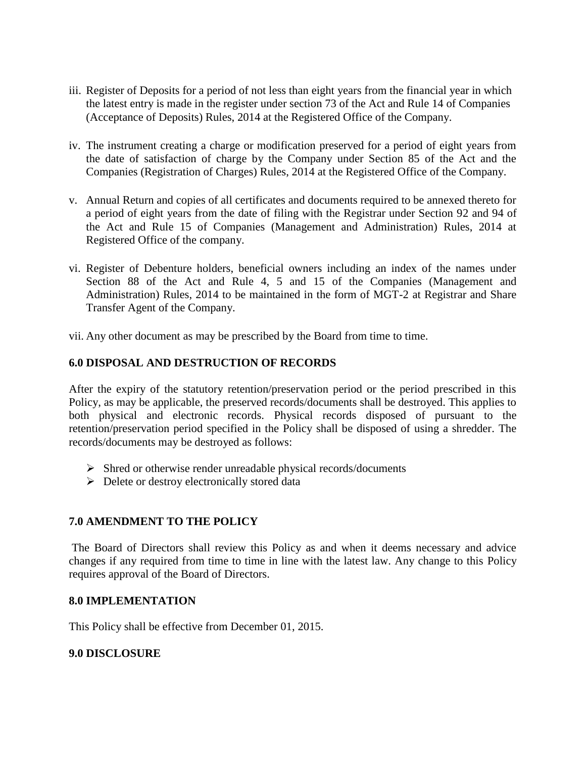iii. Register of Deposits for a period of not less than eight years from the financial year in which the latest entry is made in the register under section 73 of the Act and Rule 14 of Companies (Acceptance of Deposits) Rules, 2014 at the Registered Office of the Company.

iv. The instrument creating a charge or modification preserved for a period of eight years from the date of satisfaction of charge by the Company under Section 85 of the Act and the Companies (Registration of Charges) Rules, 2014 at the Registered Office of the Company.

v. Annual Return and copies of all certificates and documents required to be annexed thereto for a period of eight years from the date of filing with the Registrar under Section 92 and 94 of the Act and Rule 15 of Companies (Management and Administration) Rules, 2014 at Registered Office of the company.

vi. Register of Debenture holders, beneficial owners including an index of the names under Section 88 of the Act and Rule 4, 5 and 15 of the Companies (Management and Administration) Rules, 2014 to be maintained in the form of MGT-2 at Registrar and Share Transfer Agent of the Company.

vii. Any other document as may be prescribed by the Board from time to time.

**6.0 DISPOSAL AND DESTRUCTION OF RECORDS**

After the expiry of the statutory retention/preservation period or the period prescribed in this Policy, as may be applicable, the preserved records/documents shall be destroyed. This applies to both physical and electronic records. Physical records disposed of pursuant to the retention/preservation period specified in the Policy shall be disposed of using a shredder. The records/documents may be destroyed as follows:

- Shred or otherwise render unreadable physical records/documents
- Delete or destroy electronically stored data

**7.0 AMENDMENT TO THE POLICY**

The Board of Directors shall review this Policy as and when it deems necessary and advice changes if any required from time to time in line with the latest law. Any change to this Policy requires approval of the Board of Directors.

**8.0 IMPLEMENTATION**

This Policy shall be effective from December 01, 2015.

**9.0 DISCLOSURE**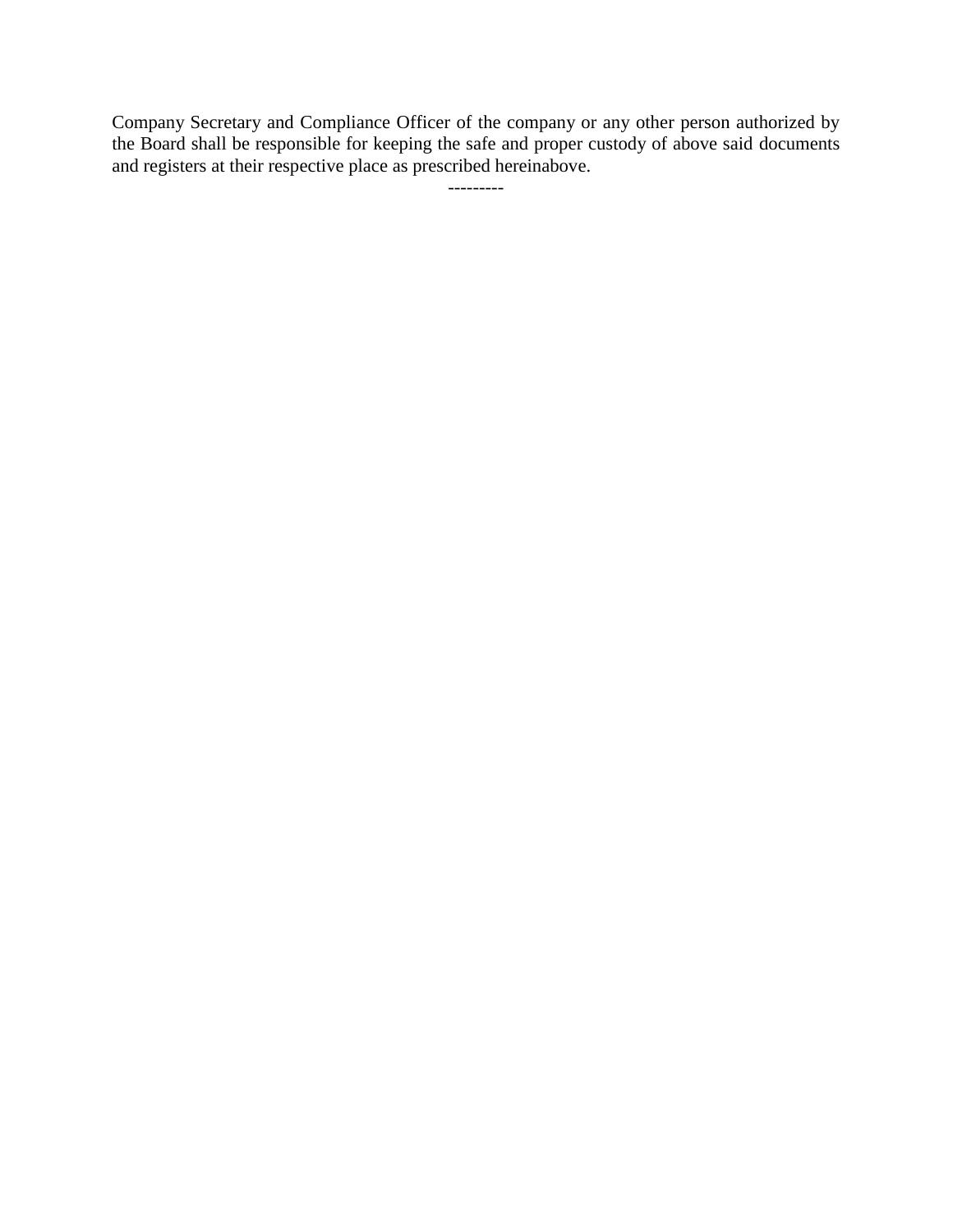Company Secretary and Compliance Officer of the company or any other person authorized by the Board shall be responsible for keeping the safe and proper custody of above said documents and registers at their respective place as prescribed hereinabove.

---------